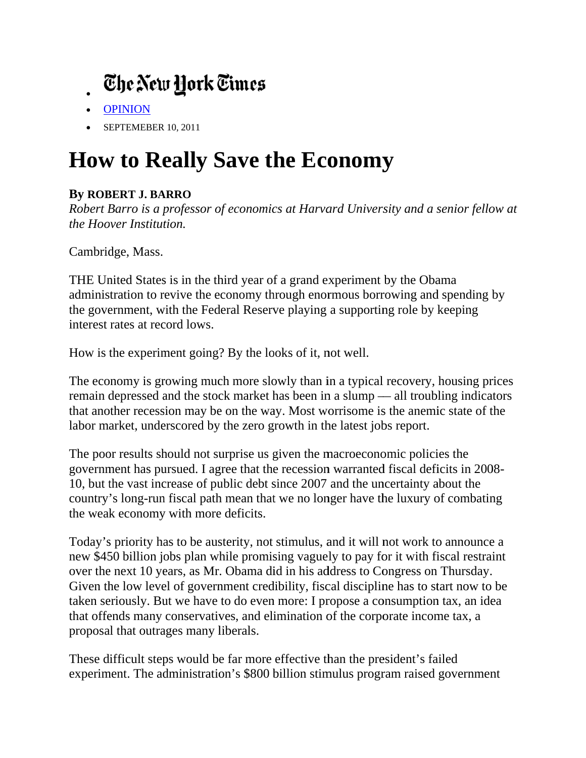- The New York Times
- OPINION
- SEPTEMEBER 10, 2011

# How to Really Save the Economy

**By ROBERT J. BARRO**
*Robert Barro is a professor of economics at Harvard University and a senior fellow at the Hoover Institution.*

Cambridge, Mass.

THE United States is in the third year of a grand experiment by the Obama administration to revive the economy through enormous borrowing and spending by the government, with the Federal Reserve playing a supporting role by keeping interest rates at record lows.

How is the experiment going? By the looks of it, not well.

The economy is growing much more slowly than in a typical recovery, housing prices remain depressed and the stock market has been in a slump — all troubling indicators that another recession may be on the way. Most worrisome is the anemic state of the labor market, underscored by the zero growth in the latest jobs report.

The poor results should not surprise us given the macroeconomic policies the government has pursued. I agree that the recession warranted fiscal deficits in 2008-10, but the vast increase of public debt since 2007 and the uncertainty about the country's long-run fiscal path mean that we no longer have the luxury of combating the weak economy with more deficits.

Today's priority has to be austerity, not stimulus, and it will not work to announce a new $450 billion jobs plan while promising vaguely to pay for it with fiscal restraint over the next 10 years, as Mr. Obama did in his address to Congress on Thursday. Given the low level of government credibility, fiscal discipline has to start now to be taken seriously. But we have to do even more: I propose a consumption tax, an idea that offends many conservatives, and elimination of the corporate income tax, a proposal that outrages many liberals.

These difficult steps would be far more effective than the president's failed experiment. The administration's $800 billion stimulus program raised government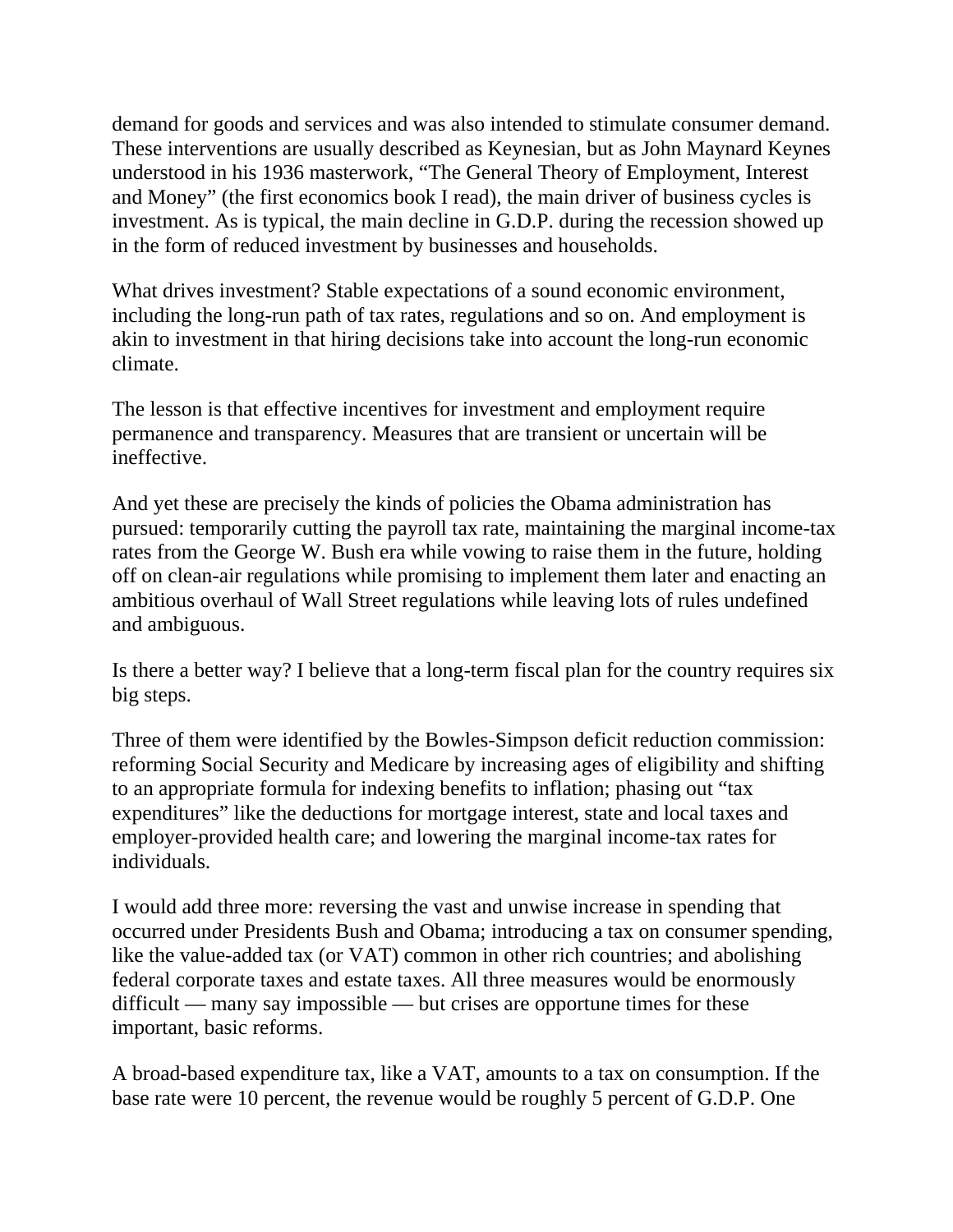demand for goods and services and was also intended to stimulate consumer demand. These interventions are usually described as Keynesian, but as John Maynard Keynes understood in his 1936 masterwork, "The General Theory of Employment, Interest and Money" (the first economics book I read), the main driver of business cycles is investment. As is typical, the main decline in G.D.P. during the recession showed up in the form of reduced investment by businesses and households.

What drives investment? Stable expectations of a sound economic environment, including the long-run path of tax rates, regulations and so on. And employment is akin to investment in that hiring decisions take into account the long-run economic climate.

The lesson is that effective incentives for investment and employment require permanence and transparency. Measures that are transient or uncertain will be ineffective.

And yet these are precisely the kinds of policies the Obama administration has pursued: temporarily cutting the payroll tax rate, maintaining the marginal income-tax rates from the George W. Bush era while vowing to raise them in the future, holding off on clean-air regulations while promising to implement them later and enacting an ambitious overhaul of Wall Street regulations while leaving lots of rules undefined and ambiguous.

Is there a better way? I believe that a long-term fiscal plan for the country requires six big steps.

Three of them were identified by the Bowles-Simpson deficit reduction commission: reforming Social Security and Medicare by increasing ages of eligibility and shifting to an appropriate formula for indexing benefits to inflation; phasing out "tax expenditures" like the deductions for mortgage interest, state and local taxes and employer-provided health care; and lowering the marginal income-tax rates for individuals.

I would add three more: reversing the vast and unwise increase in spending that occurred under Presidents Bush and Obama; introducing a tax on consumer spending, like the value-added tax (or VAT) common in other rich countries; and abolishing federal corporate taxes and estate taxes. All three measures would be enormously difficult — many say impossible — but crises are opportune times for these important, basic reforms.

A broad-based expenditure tax, like a VAT, amounts to a tax on consumption. If the base rate were 10 percent, the revenue would be roughly 5 percent of G.D.P. One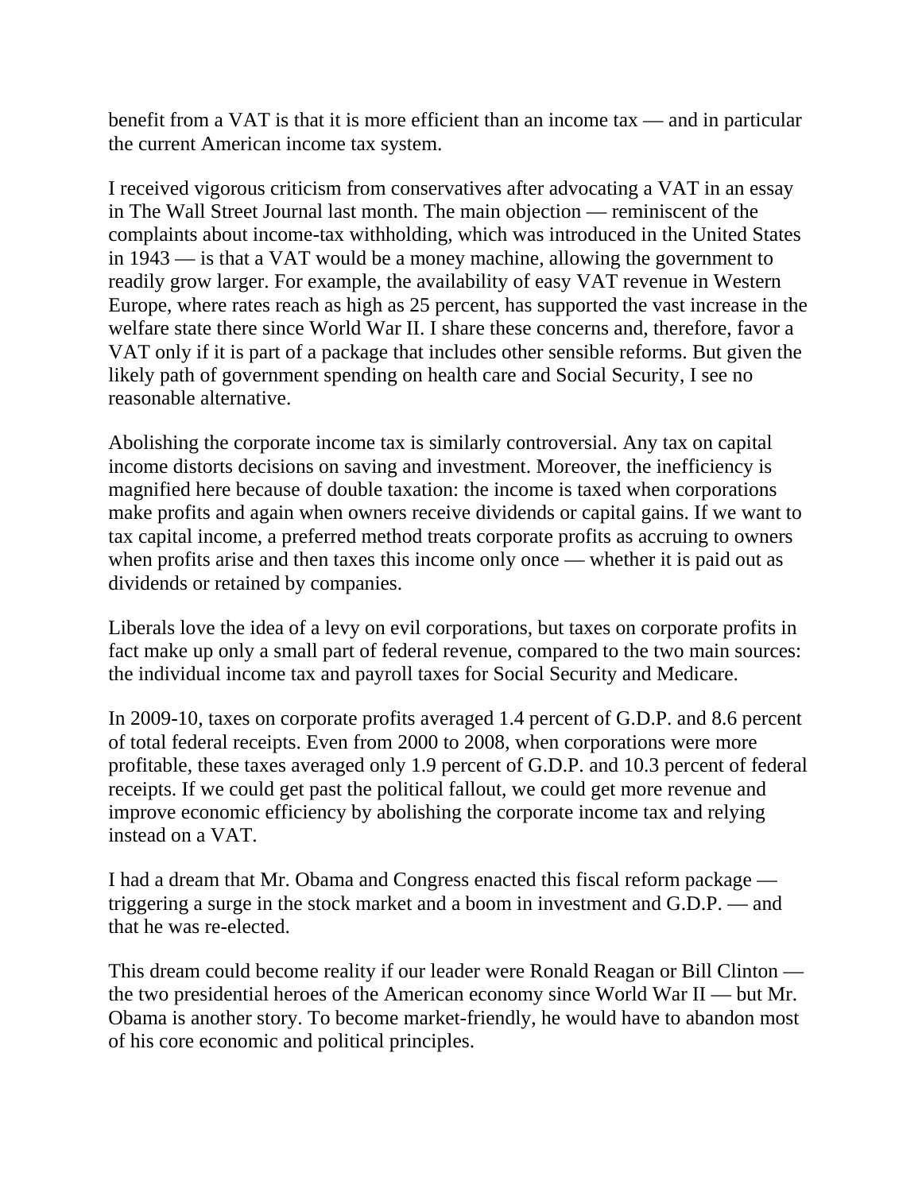benefit from a VAT is that it is more efficient than an income tax — and in particular the current American income tax system.

I received vigorous criticism from conservatives after advocating a VAT in an essay in The Wall Street Journal last month. The main objection — reminiscent of the complaints about income-tax withholding, which was introduced in the United States in 1943 — is that a VAT would be a money machine, allowing the government to readily grow larger. For example, the availability of easy VAT revenue in Western Europe, where rates reach as high as 25 percent, has supported the vast increase in the welfare state there since World War II. I share these concerns and, therefore, favor a VAT only if it is part of a package that includes other sensible reforms. But given the likely path of government spending on health care and Social Security, I see no reasonable alternative.

Abolishing the corporate income tax is similarly controversial. Any tax on capital income distorts decisions on saving and investment. Moreover, the inefficiency is magnified here because of double taxation: the income is taxed when corporations make profits and again when owners receive dividends or capital gains. If we want to tax capital income, a preferred method treats corporate profits as accruing to owners when profits arise and then taxes this income only once — whether it is paid out as dividends or retained by companies.

Liberals love the idea of a levy on evil corporations, but taxes on corporate profits in fact make up only a small part of federal revenue, compared to the two main sources: the individual income tax and payroll taxes for Social Security and Medicare.

In 2009-10, taxes on corporate profits averaged 1.4 percent of G.D.P. and 8.6 percent of total federal receipts. Even from 2000 to 2008, when corporations were more profitable, these taxes averaged only 1.9 percent of G.D.P. and 10.3 percent of federal receipts. If we could get past the political fallout, we could get more revenue and improve economic efficiency by abolishing the corporate income tax and relying instead on a VAT.

I had a dream that Mr. Obama and Congress enacted this fiscal reform package — triggering a surge in the stock market and a boom in investment and G.D.P. — and that he was re-elected.

This dream could become reality if our leader were Ronald Reagan or Bill Clinton — the two presidential heroes of the American economy since World War II — but Mr. Obama is another story. To become market-friendly, he would have to abandon most of his core economic and political principles.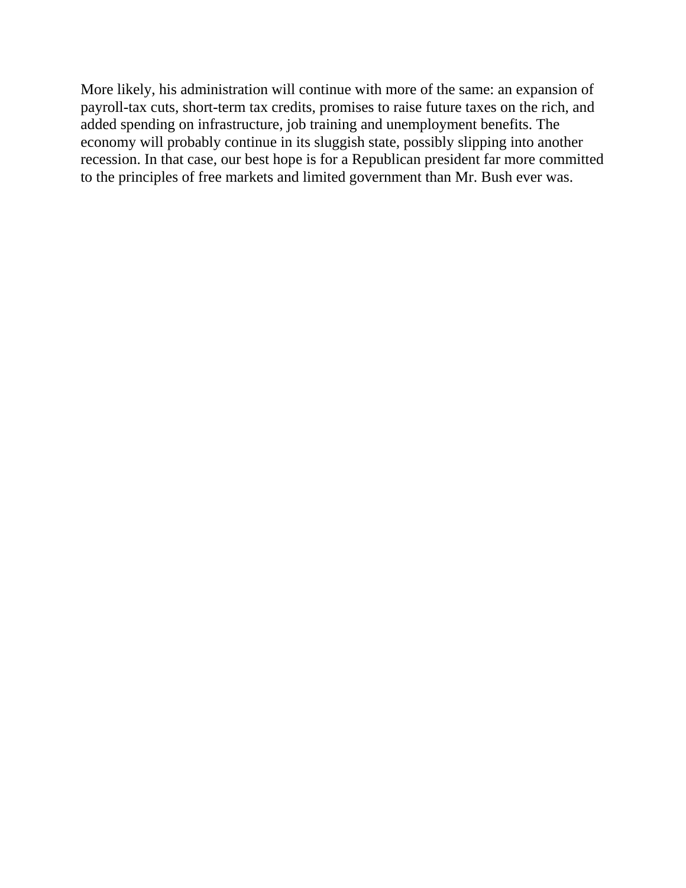More likely, his administration will continue with more of the same: an expansion of payroll-tax cuts, short-term tax credits, promises to raise future taxes on the rich, and added spending on infrastructure, job training and unemployment benefits. The economy will probably continue in its sluggish state, possibly slipping into another recession. In that case, our best hope is for a Republican president far more committed to the principles of free markets and limited government than Mr. Bush ever was.